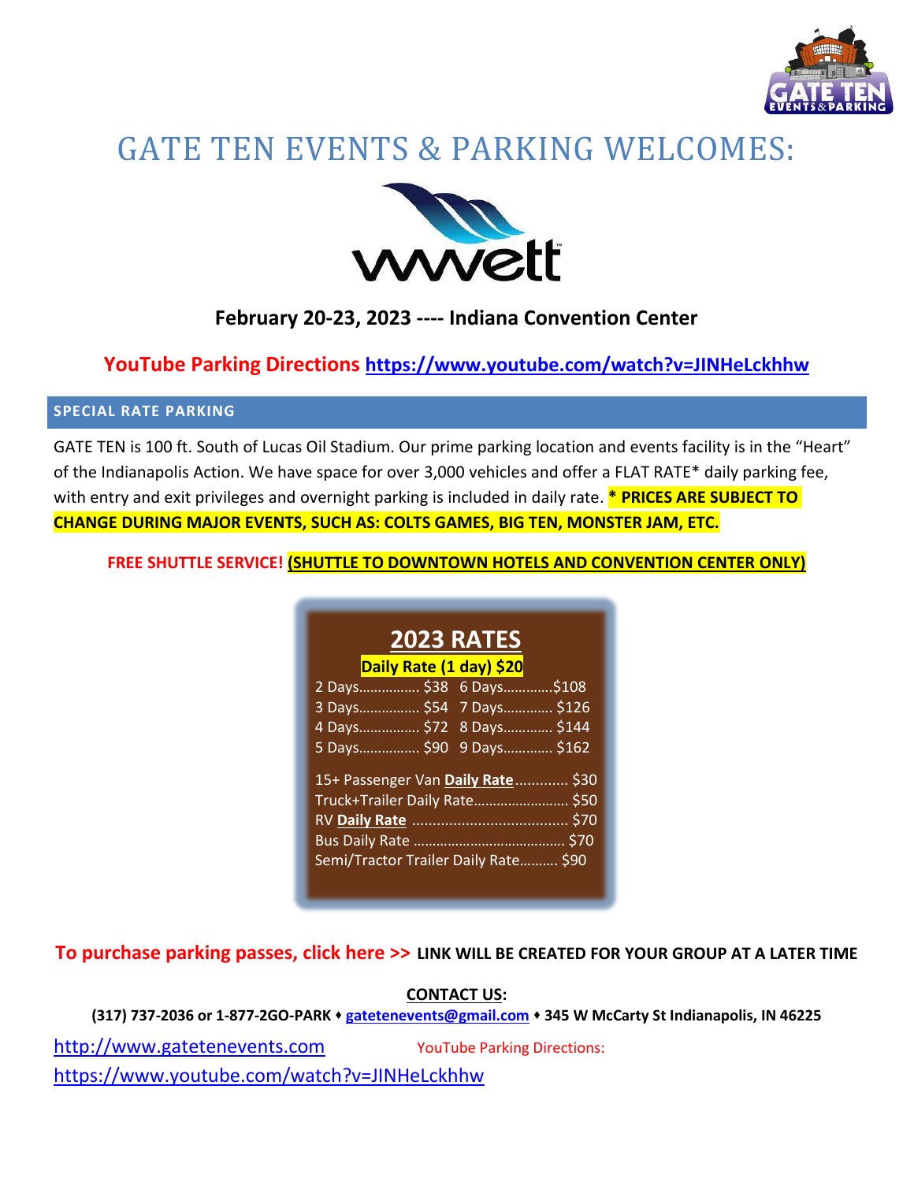# GATE TEN EVENTS & PARKING WELCOMES:

**February 20-23, 2023 ---- Indiana Convention Center**

**YouTube Parking Directions https://www.youtube.com/watch?v=JINHeLckhhw**

## SPECIAL RATE PARKING

GATE TEN is 100 ft. South of Lucas Oil Stadium. Our prime parking location and events facility is in the "Heart" of the Indianapolis Action. We have space for over 3,000 vehicles and offer a FLAT RATE* daily parking fee, with entry and exit privileges and overnight parking is included in daily rate. **\* PRICES ARE SUBJECT TO CHANGE DURING MAJOR EVENTS, SUCH AS: COLTS GAMES, BIG TEN, MONSTER JAM, ETC.**

**FREE SHUTTLE SERVICE! (SHUTTLE TO DOWNTOWN HOTELS AND CONVENTION CENTER ONLY)**

### 2023 RATES

**Daily Rate (1 day) $20**

| | | | |
|---|---|---|---|
| 2 Days | $38 | 6 Days | $108 |
| 3 Days | $54 | 7 Days | $126 |
| 4 Days | $72 | 8 Days | $144 |
| 5 Days | $90 | 9 Days | $162 |

| | |
|---|---|
| 15+ Passenger Van **Daily Rate** | $30 |
| Truck+Trailer Daily Rate | $50 |
| RV **Daily Rate** | $70 |
| Bus Daily Rate | $70 |
| Semi/Tractor Trailer Daily Rate | $90 |

**To purchase parking passes, click here >> LINK WILL BE CREATED FOR YOUR GROUP AT A LATER TIME**

**CONTACT US:**

**(317) 737-2036 or 1-877-2GO-PARK ♦ gatetenevents@gmail.com ♦ 345 W McCarty St Indianapolis, IN 46225**

http://www.gatetenevents.com

YouTube Parking Directions: https://www.youtube.com/watch?v=JINHeLckhhw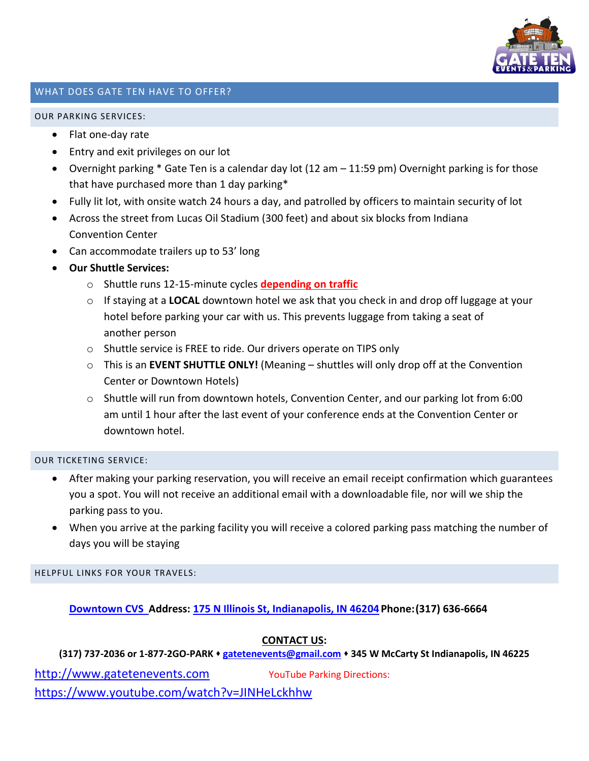## WHAT DOES GATE TEN HAVE TO OFFER?

### OUR PARKING SERVICES:

- Flat one-day rate
- Entry and exit privileges on our lot
- Overnight parking * Gate Ten is a calendar day lot (12 am – 11:59 pm) Overnight parking is for those that have purchased more than 1 day parking*
- Fully lit lot, with onsite watch 24 hours a day, and patrolled by officers to maintain security of lot
- Across the street from Lucas Oil Stadium (300 feet) and about six blocks from Indiana Convention Center
- Can accommodate trailers up to 53' long
- **Our Shuttle Services:**
  - Shuttle runs 12-15-minute cycles **depending on traffic**
  - If staying at a **LOCAL** downtown hotel we ask that you check in and drop off luggage at your hotel before parking your car with us. This prevents luggage from taking a seat of another person
  - Shuttle service is FREE to ride. Our drivers operate on TIPS only
  - This is an **EVENT SHUTTLE ONLY!** (Meaning – shuttles will only drop off at the Convention Center or Downtown Hotels)
  - Shuttle will run from downtown hotels, Convention Center, and our parking lot from 6:00 am until 1 hour after the last event of your conference ends at the Convention Center or downtown hotel.

### OUR TICKETING SERVICE:

- After making your parking reservation, you will receive an email receipt confirmation which guarantees you a spot. You will not receive an additional email with a downloadable file, nor will we ship the parking pass to you.
- When you arrive at the parking facility you will receive a colored parking pass matching the number of days you will be staying

### HELPFUL LINKS FOR YOUR TRAVELS:

**Downtown CVS Address: 175 N Illinois St, Indianapolis, IN 46204 Phone: (317) 636-6664**

**CONTACT US:**

**(317) 737-2036 or 1-877-2GO-PARK ♦ gatetenevents@gmail.com ♦ 345 W McCarty St Indianapolis, IN 46225**

http://www.gatetenevents.com

YouTube Parking Directions:

https://www.youtube.com/watch?v=JINHeLckhhw